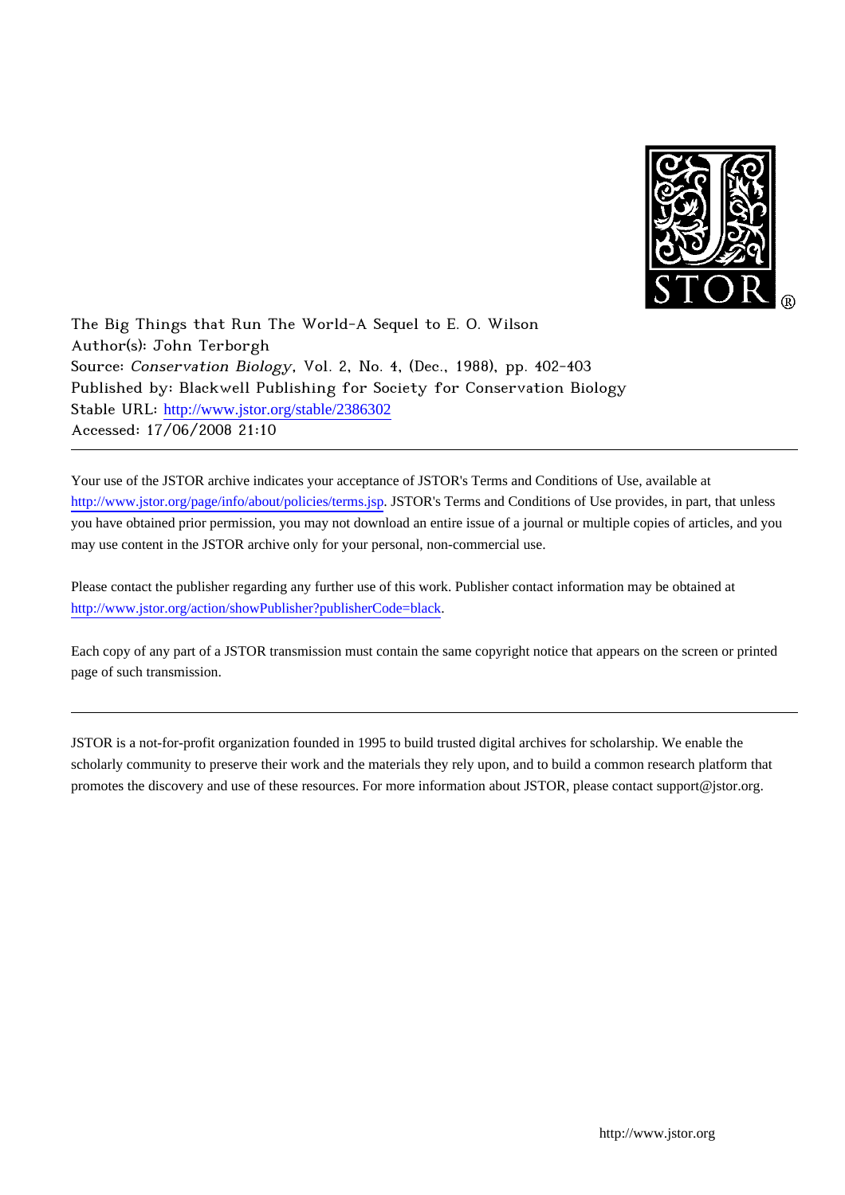The Big Things that Run The World-A Sequel to E. O. Wilson
Author(s): John Terborgh
Source: *Conservation Biology*, Vol. 2, No. 4, (Dec., 1988), pp. 402-403
Published by: Blackwell Publishing for Society for Conservation Biology
Stable URL: http://www.jstor.org/stable/2386302
Accessed: 17/06/2008 21:10

---

Your use of the JSTOR archive indicates your acceptance of JSTOR's Terms and Conditions of Use, available at http://www.jstor.org/page/info/about/policies/terms.jsp. JSTOR's Terms and Conditions of Use provides, in part, that unless you have obtained prior permission, you may not download an entire issue of a journal or multiple copies of articles, and you may use content in the JSTOR archive only for your personal, non-commercial use.

Please contact the publisher regarding any further use of this work. Publisher contact information may be obtained at http://www.jstor.org/action/showPublisher?publisherCode=black.

Each copy of any part of a JSTOR transmission must contain the same copyright notice that appears on the screen or printed page of such transmission.

---

JSTOR is a not-for-profit organization founded in 1995 to build trusted digital archives for scholarship. We enable the scholarly community to preserve their work and the materials they rely upon, and to build a common research platform that promotes the discovery and use of these resources. For more information about JSTOR, please contact support@jstor.org.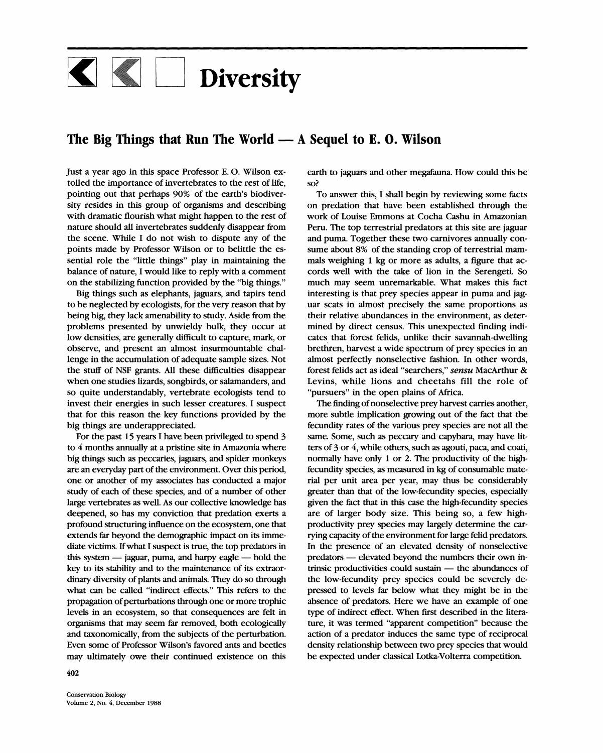# Diversity

## The Big Things that Run The World — A Sequel to E. O. Wilson

Just a year ago in this space Professor E. O. Wilson extolled the importance of invertebrates to the rest of life, pointing out that perhaps 90% of the earth's biodiversity resides in this group of organisms and describing with dramatic flourish what might happen to the rest of nature should all invertebrates suddenly disappear from the scene. While I do not wish to dispute any of the points made by Professor Wilson or to belittle the essential role the "little things" play in maintaining the balance of nature, I would like to reply with a comment on the stabilizing function provided by the "big things."

Big things such as elephants, jaguars, and tapirs tend to be neglected by ecologists, for the very reason that by being big, they lack amenability to study. Aside from the problems presented by unwieldy bulk, they occur at low densities, are generally difficult to capture, mark, or observe, and present an almost insurmountable challenge in the accumulation of adequate sample sizes. Not the stuff of NSF grants. All these difficulties disappear when one studies lizards, songbirds, or salamanders, and so quite understandably, vertebrate ecologists tend to invest their energies in such lesser creatures. I suspect that for this reason the key functions provided by the big things are underappreciated.

For the past 15 years I have been privileged to spend 3 to 4 months annually at a pristine site in Amazonia where big things such as peccaries, jaguars, and spider monkeys are an everyday part of the environment. Over this period, one or another of my associates has conducted a major study of each of these species, and of a number of other large vertebrates as well. As our collective knowledge has deepened, so has my conviction that predation exerts a profound structuring influence on the ecosystem, one that extends far beyond the demographic impact on its immediate victims. If what I suspect is true, the top predators in this system — jaguar, puma, and harpy eagle — hold the key to its stability and to the maintenance of its extraordinary diversity of plants and animals. They do so through what can be called "indirect effects." This refers to the propagation of perturbations through one or more trophic levels in an ecosystem, so that consequences are felt in organisms that may seem far removed, both ecologically and taxonomically, from the subjects of the perturbation. Even some of Professor Wilson's favored ants and beetles may ultimately owe their continued existence on this earth to jaguars and other megafauna. How could this be so?

To answer this, I shall begin by reviewing some facts on predation that have been established through the work of Louise Emmons at Cocha Cashu in Amazonian Peru. The top terrestrial predators at this site are jaguar and puma. Together these two carnivores annually consume about 8% of the standing crop of terrestrial mammals weighing 1 kg or more as adults, a figure that accords well with the take of lion in the Serengeti. So much may seem unremarkable. What makes this fact interesting is that prey species appear in puma and jaguar scats in almost precisely the same proportions as their relative abundances in the environment, as determined by direct census. This unexpected finding indicates that forest felids, unlike their savannah-dwelling brethren, harvest a wide spectrum of prey species in an almost perfectly nonselective fashion. In other words, forest felids act as ideal "searchers," *sensu* MacArthur & Levins, while lions and cheetahs fill the role of "pursuers" in the open plains of Africa.

The finding of nonselective prey harvest carries another, more subtle implication growing out of the fact that the fecundity rates of the various prey species are not all the same. Some, such as peccary and capybara, may have litters of 3 or 4, while others, such as agouti, paca, and coati, normally have only 1 or 2. The productivity of the high-fecundity species, as measured in kg of consumable material per unit area per year, may thus be considerably greater than that of the low-fecundity species, especially given the fact that in this case the high-fecundity species are of larger body size. This being so, a few high-productivity prey species may largely determine the carrying capacity of the environment for large felid predators. In the presence of an elevated density of nonselective predators — elevated beyond the numbers their own intrinsic productivities could sustain — the abundances of the low-fecundity prey species could be severely depressed to levels far below what they might be in the absence of predators. Here we have an example of one type of indirect effect. When first described in the literature, it was termed "apparent competition" because the action of a predator induces the same type of reciprocal density relationship between two prey species that would be expected under classical Lotka-Volterra competition.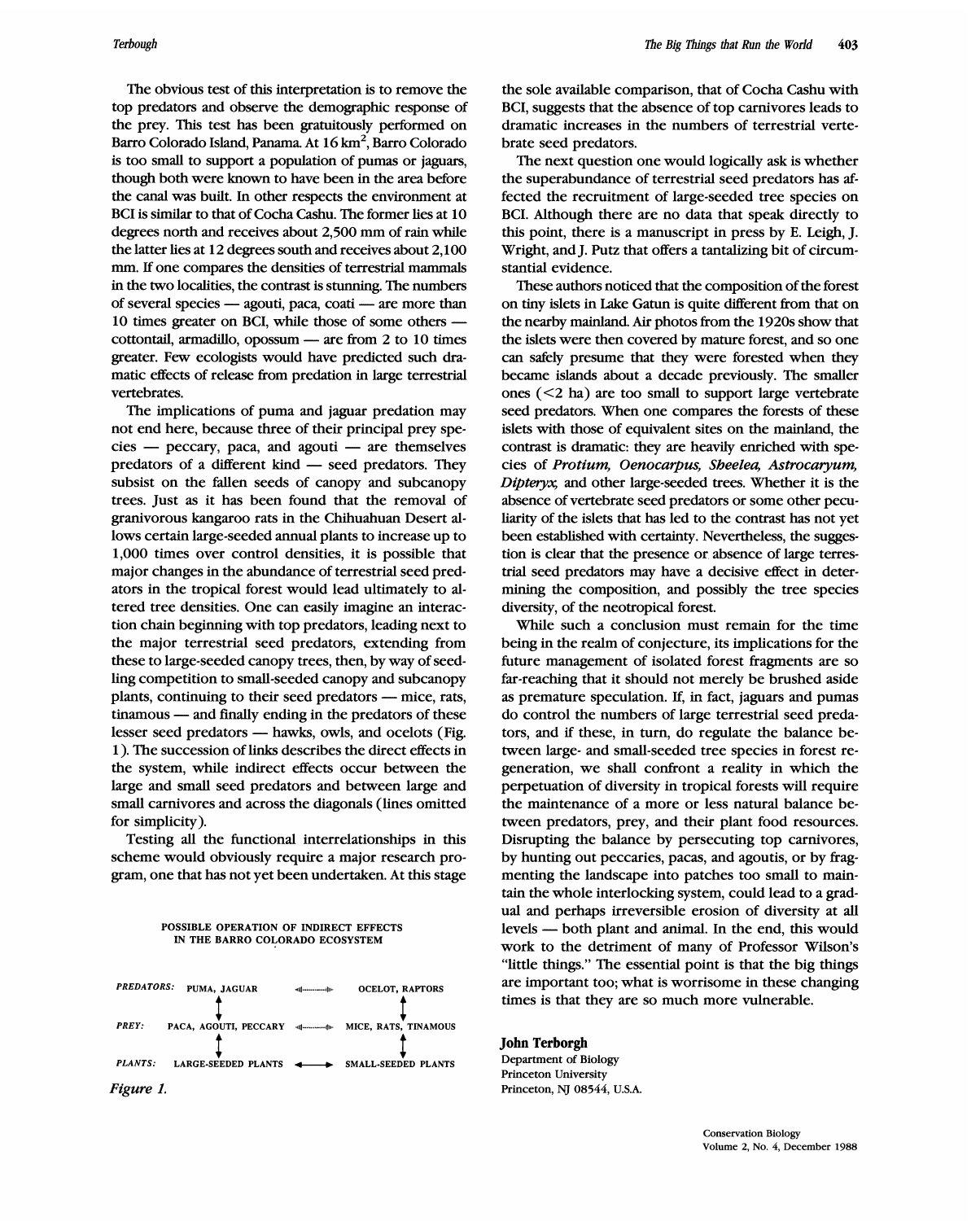The obvious test of this interpretation is to remove the top predators and observe the demographic response of the prey. This test has been gratuitously performed on Barro Colorado Island, Panama. At 16 km$^2$, Barro Colorado is too small to support a population of pumas or jaguars, though both were known to have been in the area before the canal was built. In other respects the environment at BCI is similar to that of Cocha Cashu. The former lies at 10 degrees north and receives about 2,500 mm of rain while the latter lies at 12 degrees south and receives about 2,100 mm. If one compares the densities of terrestrial mammals in the two localities, the contrast is stunning. The numbers of several species — agouti, paca, coati — are more than 10 times greater on BCI, while those of some others — cottontail, armadillo, opossum — are from 2 to 10 times greater. Few ecologists would have predicted such dramatic effects of release from predation in large terrestrial vertebrates.

The implications of puma and jaguar predation may not end here, because three of their principal prey species — peccary, paca, and agouti — are themselves predators of a different kind — seed predators. They subsist on the fallen seeds of canopy and subcanopy trees. Just as it has been found that the removal of granivorous kangaroo rats in the Chihuahuan Desert allows certain large-seeded annual plants to increase up to 1,000 times over control densities, it is possible that major changes in the abundance of terrestrial seed predators in the tropical forest would lead ultimately to altered tree densities. One can easily imagine an interaction chain beginning with top predators, leading next to the major terrestrial seed predators, extending from these to large-seeded canopy trees, then, by way of seedling competition to small-seeded canopy and subcanopy plants, continuing to their seed predators — mice, rats, tinamous — and finally ending in the predators of these lesser seed predators — hawks, owls, and ocelots (Fig. 1). The succession of links describes the direct effects in the system, while indirect effects occur between the large and small seed predators and between large and small carnivores and across the diagonals (lines omitted for simplicity).

Testing all the functional interrelationships in this scheme would obviously require a major research program, one that has not yet been undertaken. At this stage the sole available comparison, that of Cocha Cashu with BCI, suggests that the absence of top carnivores leads to dramatic increases in the numbers of terrestrial vertebrate seed predators.

POSSIBLE OPERATION OF INDIRECT EFFECTS IN THE BARRO COLORADO ECOSYSTEM

PREDATORS: PUMA, JAGUAR — OCELOT, RAPTORS

PREY: PACA, AGOUTI, PECCARY — MICE, RATS, TINAMOUS

PLANTS: LARGE-SEEDED PLANTS — SMALL-SEEDED PLANTS

*Figure 1.*

The next question one would logically ask is whether the superabundance of terrestrial seed predators has affected the recruitment of large-seeded tree species on BCI. Although there are no data that speak directly to this point, there is a manuscript in press by E. Leigh, J. Wright, and J. Putz that offers a tantalizing bit of circumstantial evidence.

These authors noticed that the composition of the forest on tiny islets in Lake Gatun is quite different from that on the nearby mainland. Air photos from the 1920s show that the islets were then covered by mature forest, and so one can safely presume that they were forested when they became islands about a decade previously. The smaller ones (<2 ha) are too small to support large vertebrate seed predators. When one compares the forests of these islets with those of equivalent sites on the mainland, the contrast is dramatic: they are heavily enriched with species of ***Protium, Oenocarpus, Sheelea, Astrocaryum, Dipteryx,*** and other large-seeded trees. Whether it is the absence of vertebrate seed predators or some other peculiarity of the islets that has led to the contrast has not yet been established with certainty. Nevertheless, the suggestion is clear that the presence or absence of large terrestrial seed predators may have a decisive effect in determining the composition, and possibly the tree species diversity, of the neotropical forest.

While such a conclusion must remain for the time being in the realm of conjecture, its implications for the future management of isolated forest fragments are so far-reaching that it should not merely be brushed aside as premature speculation. If, in fact, jaguars and pumas do control the numbers of large terrestrial seed predators, and if these, in turn, do regulate the balance between large- and small-seeded tree species in forest regeneration, we shall confront a reality in which the perpetuation of diversity in tropical forests will require the maintenance of a more or less natural balance between predators, prey, and their plant food resources. Disrupting the balance by persecuting top carnivores, by hunting out peccaries, pacas, and agoutis, or by fragmenting the landscape into patches too small to maintain the whole interlocking system, could lead to a gradual and perhaps irreversible erosion of diversity at all levels — both plant and animal. In the end, this would work to the detriment of many of Professor Wilson's "little things." The essential point is that the big things are important too; what is worrisome in these changing times is that they are so much more vulnerable.

**John Terborgh**
Department of Biology
Princeton University
Princeton, NJ 08544, U.S.A.